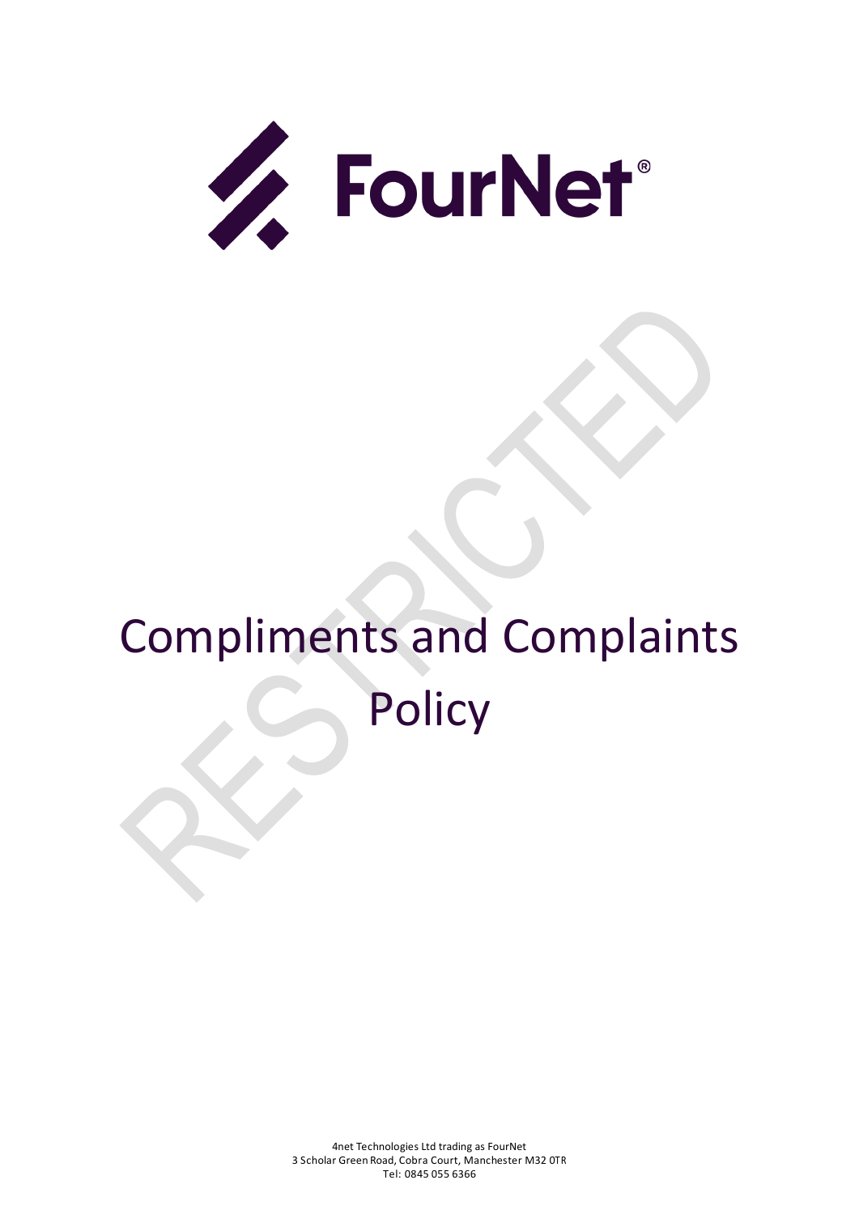FourNet®

# Compliments and Complaints Policy

RESTRICTED

4net Technologies Ltd trading as FourNet
3 Scholar Green Road, Cobra Court, Manchester M32 0TR
Tel: 0845 055 6366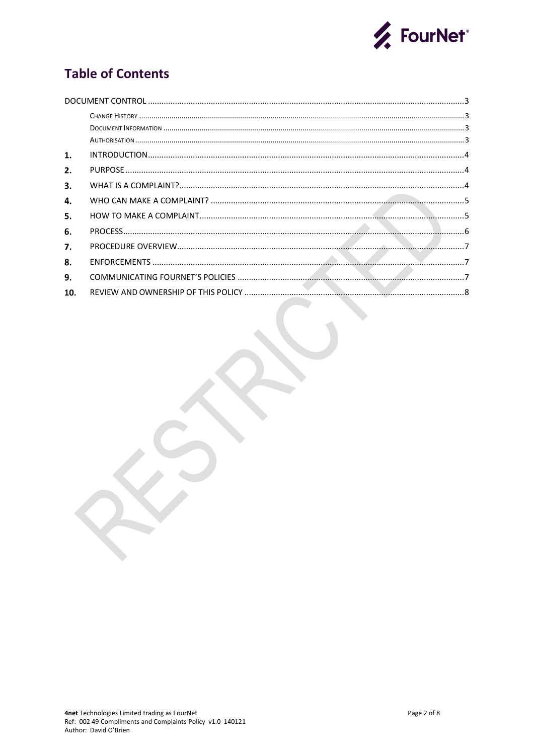# Table of Contents

DOCUMENT CONTROL ....3

- CHANGE HISTORY ....3
- DOCUMENT INFORMATION ....3
- AUTHORISATION ....3

1. INTRODUCTION ....4
2. PURPOSE ....4
3. WHAT IS A COMPLAINT? ....4
4. WHO CAN MAKE A COMPLAINT? ....5
5. HOW TO MAKE A COMPLAINT ....5
6. PROCESS ....6
7. PROCEDURE OVERVIEW ....7
8. ENFORCEMENTS ....7
9. COMMUNICATING FOURNET'S POLICIES ....7
10. REVIEW AND OWNERSHIP OF THIS POLICY ....8

RESTRICTED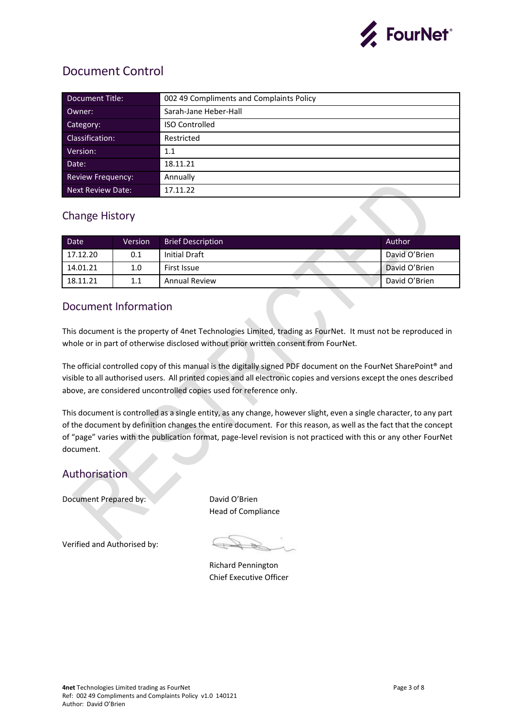# Document Control

| Document Title: | 002 49 Compliments and Complaints Policy |
|---|---|
| Owner: | Sarah-Jane Heber-Hall |
| Category: | ISO Controlled |
| Classification: | Restricted |
| Version: | 1.1 |
| Date: | 18.11.21 |
| Review Frequency: | Annually |
| Next Review Date: | 17.11.22 |

## Change History

| Date | Version | Brief Description | Author |
|---|---|---|---|
| 17.12.20 | 0.1 | Initial Draft | David O'Brien |
| 14.01.21 | 1.0 | First Issue | David O'Brien |
| 18.11.21 | 1.1 | Annual Review | David O'Brien |

## Document Information

This document is the property of 4net Technologies Limited, trading as FourNet. It must not be reproduced in whole or in part of otherwise disclosed without prior written consent from FourNet.

The official controlled copy of this manual is the digitally signed PDF document on the FourNet SharePoint® and visible to all authorised users. All printed copies and all electronic copies and versions except the ones described above, are considered uncontrolled copies used for reference only.

This document is controlled as a single entity, as any change, however slight, even a single character, to any part of the document by definition changes the entire document. For this reason, as well as the fact that the concept of "page" varies with the publication format, page-level revision is not practiced with this or any other FourNet document.

## Authorisation

Document Prepared by: David O'Brien
Head of Compliance

Verified and Authorised by: Richard Pennington
Chief Executive Officer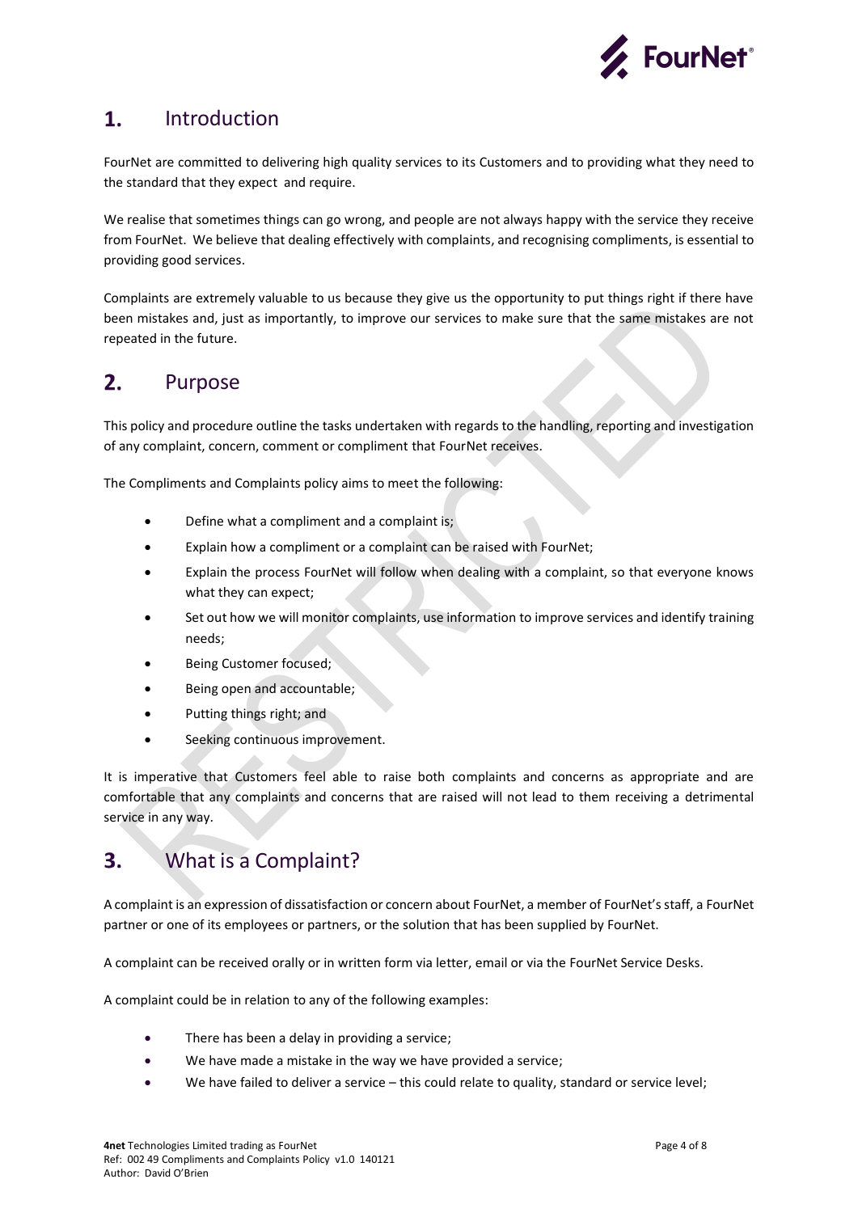## 1. Introduction

FourNet are committed to delivering high quality services to its Customers and to providing what they need to the standard that they expect and require.

We realise that sometimes things can go wrong, and people are not always happy with the service they receive from FourNet. We believe that dealing effectively with complaints, and recognising compliments, is essential to providing good services.

Complaints are extremely valuable to us because they give us the opportunity to put things right if there have been mistakes and, just as importantly, to improve our services to make sure that the same mistakes are not repeated in the future.

## 2. Purpose

This policy and procedure outline the tasks undertaken with regards to the handling, reporting and investigation of any complaint, concern, comment or compliment that FourNet receives.

The Compliments and Complaints policy aims to meet the following:

- Define what a compliment and a complaint is;
- Explain how a compliment or a complaint can be raised with FourNet;
- Explain the process FourNet will follow when dealing with a complaint, so that everyone knows what they can expect;
- Set out how we will monitor complaints, use information to improve services and identify training needs;
- Being Customer focused;
- Being open and accountable;
- Putting things right; and
- Seeking continuous improvement.

It is imperative that Customers feel able to raise both complaints and concerns as appropriate and are comfortable that any complaints and concerns that are raised will not lead to them receiving a detrimental service in any way.

## 3. What is a Complaint?

A complaint is an expression of dissatisfaction or concern about FourNet, a member of FourNet's staff, a FourNet partner or one of its employees or partners, or the solution that has been supplied by FourNet.

A complaint can be received orally or in written form via letter, email or via the FourNet Service Desks.

A complaint could be in relation to any of the following examples:

- There has been a delay in providing a service;
- We have made a mistake in the way we have provided a service;
- We have failed to deliver a service – this could relate to quality, standard or service level;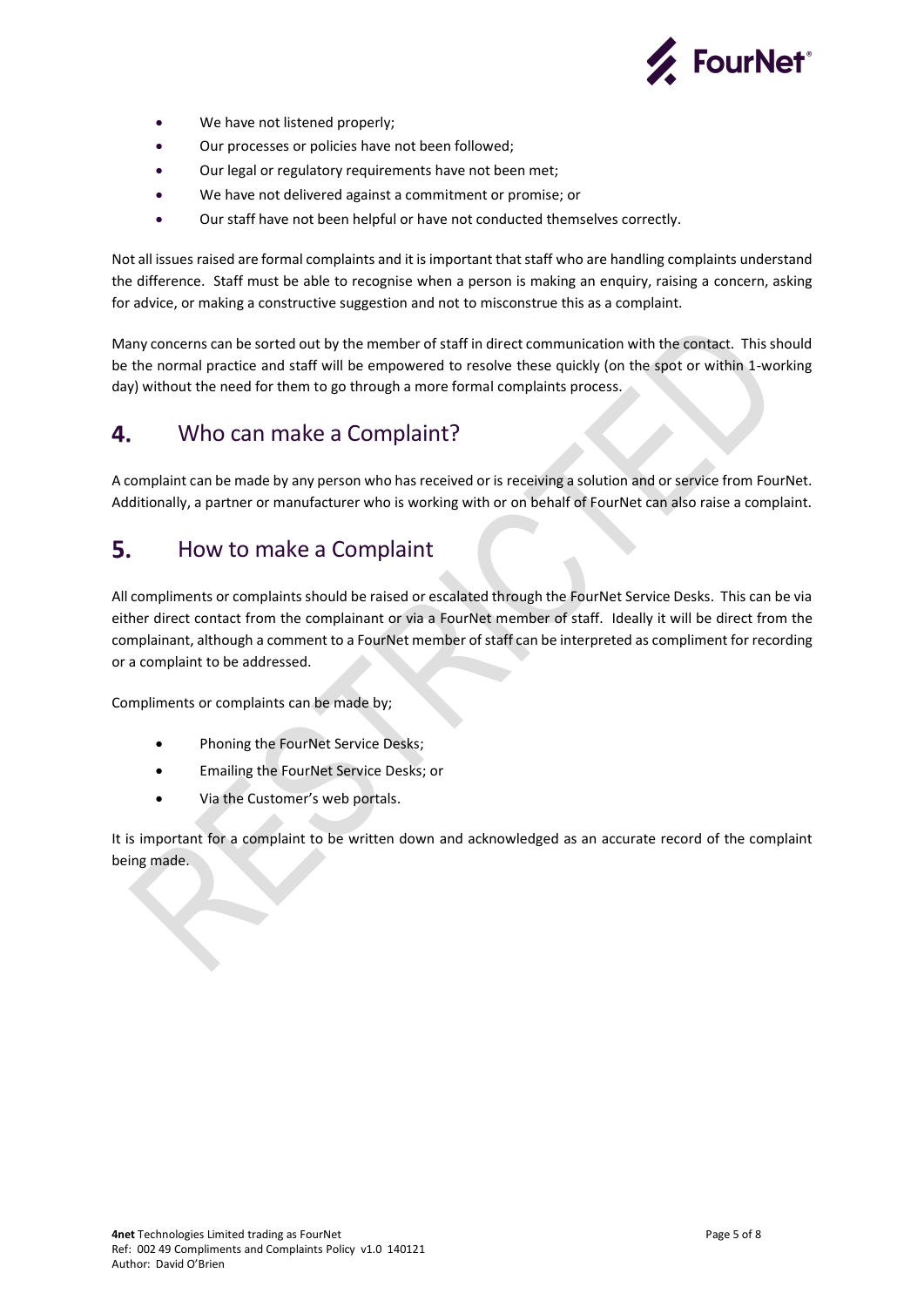- We have not listened properly;
- Our processes or policies have not been followed;
- Our legal or regulatory requirements have not been met;
- We have not delivered against a commitment or promise; or
- Our staff have not been helpful or have not conducted themselves correctly.

Not all issues raised are formal complaints and it is important that staff who are handling complaints understand the difference. Staff must be able to recognise when a person is making an enquiry, raising a concern, asking for advice, or making a constructive suggestion and not to misconstrue this as a complaint.

Many concerns can be sorted out by the member of staff in direct communication with the contact. This should be the normal practice and staff will be empowered to resolve these quickly (on the spot or within 1-working day) without the need for them to go through a more formal complaints process.

## 4. Who can make a Complaint?

A complaint can be made by any person who has received or is receiving a solution and or service from FourNet. Additionally, a partner or manufacturer who is working with or on behalf of FourNet can also raise a complaint.

## 5. How to make a Complaint

All compliments or complaints should be raised or escalated through the FourNet Service Desks. This can be via either direct contact from the complainant or via a FourNet member of staff. Ideally it will be direct from the complainant, although a comment to a FourNet member of staff can be interpreted as compliment for recording or a complaint to be addressed.

Compliments or complaints can be made by;

- Phoning the FourNet Service Desks;
- Emailing the FourNet Service Desks; or
- Via the Customer's web portals.

It is important for a complaint to be written down and acknowledged as an accurate record of the complaint being made.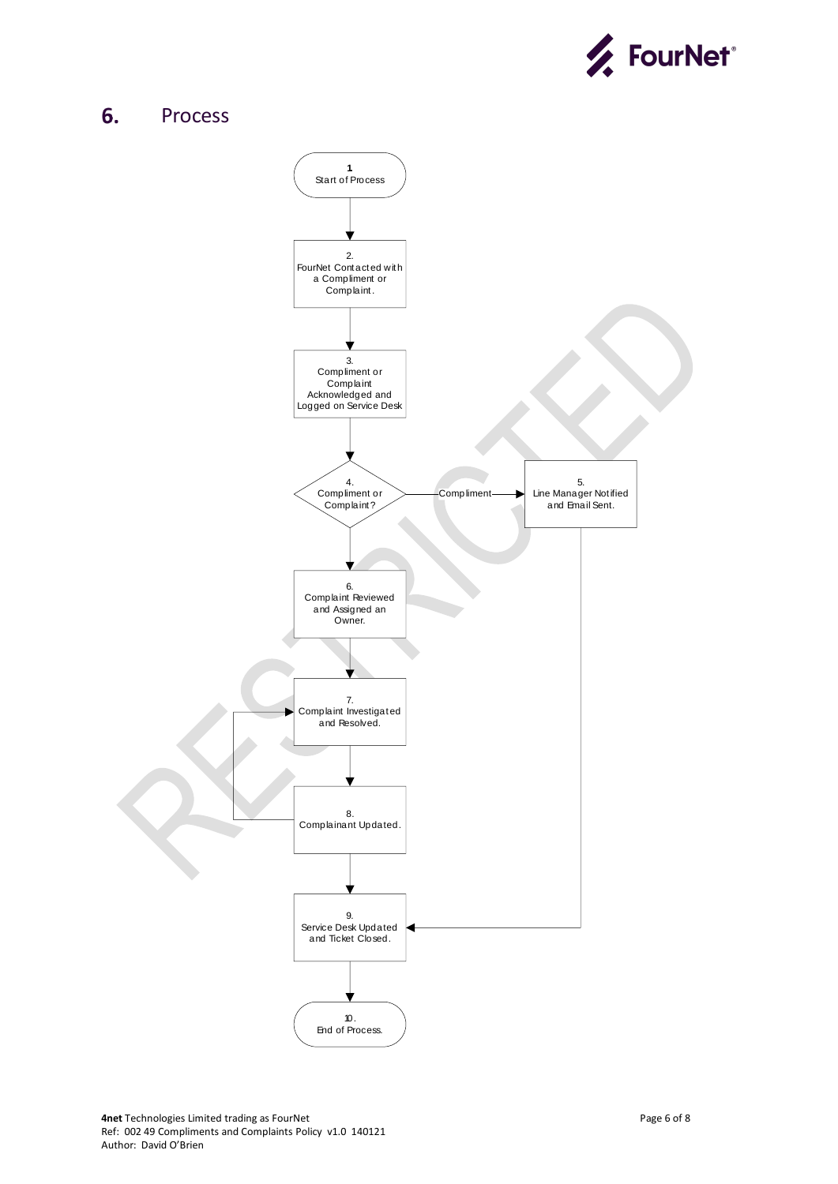## 6. Process

1
Start of Process

2.
FourNet Contacted with a Compliment or Complaint.

3.
Compliment or Complaint Acknowledged and Logged on Service Desk

4.
Compliment or Complaint?

Compliment

5.
Line Manager Notified and Email Sent.

6.
Complaint Reviewed and Assigned an Owner.

7.
Complaint Investigated and Resolved.

8.
Complainant Updated.

9.
Service Desk Updated and Ticket Closed.

10.
End of Process.

**4net** Technologies Limited trading as FourNet
Ref: 002 49 Compliments and Complaints Policy v1.0 140121
Author: David O'Brien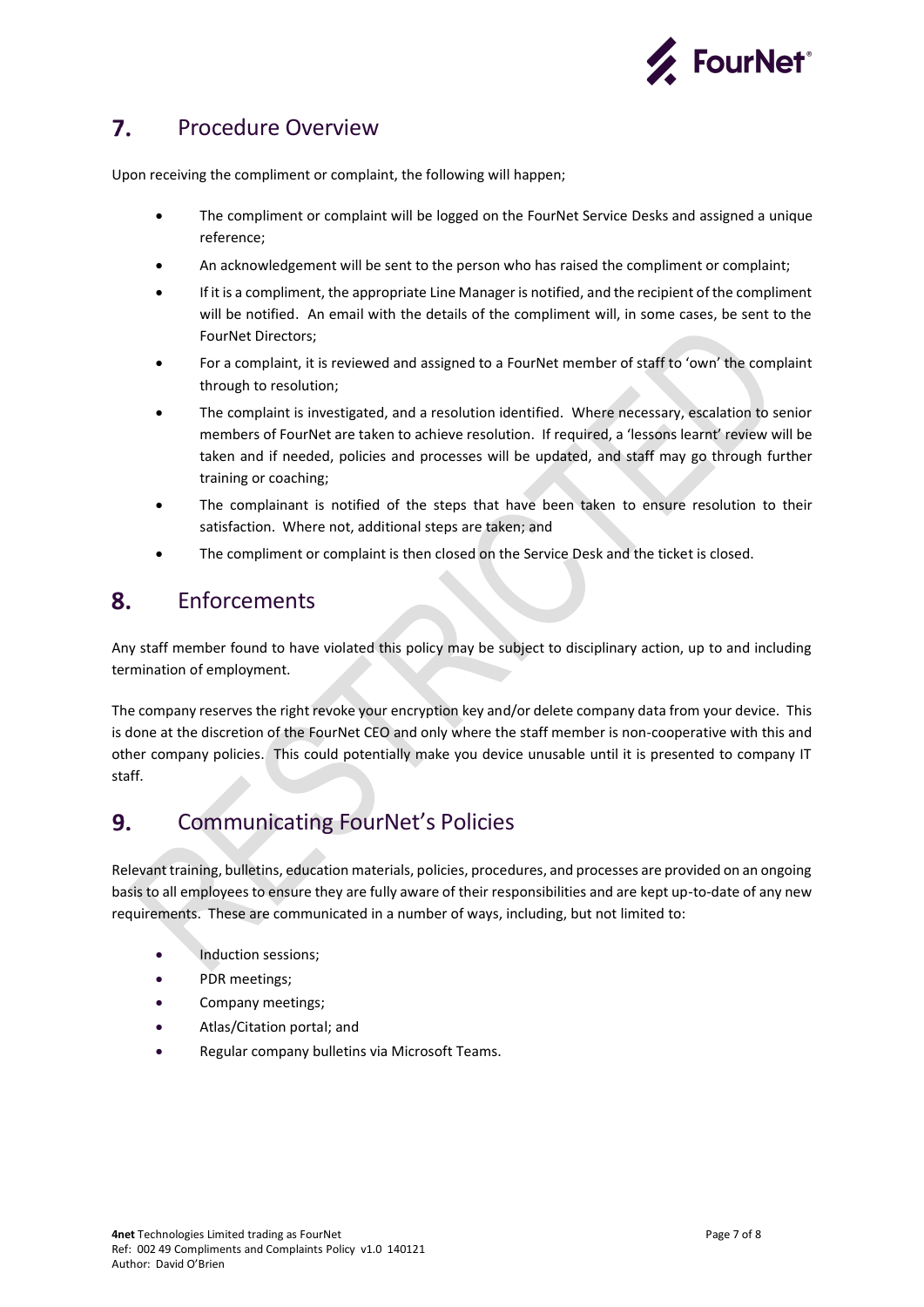## 7. Procedure Overview

Upon receiving the compliment or complaint, the following will happen;

- The compliment or complaint will be logged on the FourNet Service Desks and assigned a unique reference;
- An acknowledgement will be sent to the person who has raised the compliment or complaint;
- If it is a compliment, the appropriate Line Manager is notified, and the recipient of the compliment will be notified. An email with the details of the compliment will, in some cases, be sent to the FourNet Directors;
- For a complaint, it is reviewed and assigned to a FourNet member of staff to 'own' the complaint through to resolution;
- The complaint is investigated, and a resolution identified. Where necessary, escalation to senior members of FourNet are taken to achieve resolution. If required, a 'lessons learnt' review will be taken and if needed, policies and processes will be updated, and staff may go through further training or coaching;
- The complainant is notified of the steps that have been taken to ensure resolution to their satisfaction. Where not, additional steps are taken; and
- The compliment or complaint is then closed on the Service Desk and the ticket is closed.

## 8. Enforcements

Any staff member found to have violated this policy may be subject to disciplinary action, up to and including termination of employment.

The company reserves the right revoke your encryption key and/or delete company data from your device. This is done at the discretion of the FourNet CEO and only where the staff member is non-cooperative with this and other company policies. This could potentially make you device unusable until it is presented to company IT staff.

## 9. Communicating FourNet's Policies

Relevant training, bulletins, education materials, policies, procedures, and processes are provided on an ongoing basis to all employees to ensure they are fully aware of their responsibilities and are kept up-to-date of any new requirements. These are communicated in a number of ways, including, but not limited to:

- Induction sessions;
- PDR meetings;
- Company meetings;
- Atlas/Citation portal; and
- Regular company bulletins via Microsoft Teams.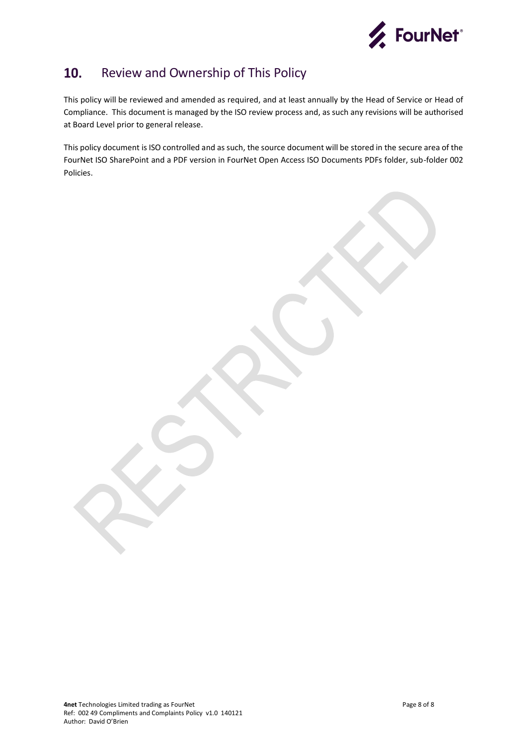## 10. Review and Ownership of This Policy

This policy will be reviewed and amended as required, and at least annually by the Head of Service or Head of Compliance. This document is managed by the ISO review process and, as such any revisions will be authorised at Board Level prior to general release.

This policy document is ISO controlled and as such, the source document will be stored in the secure area of the FourNet ISO SharePoint and a PDF version in FourNet Open Access ISO Documents PDFs folder, sub-folder 002 Policies.